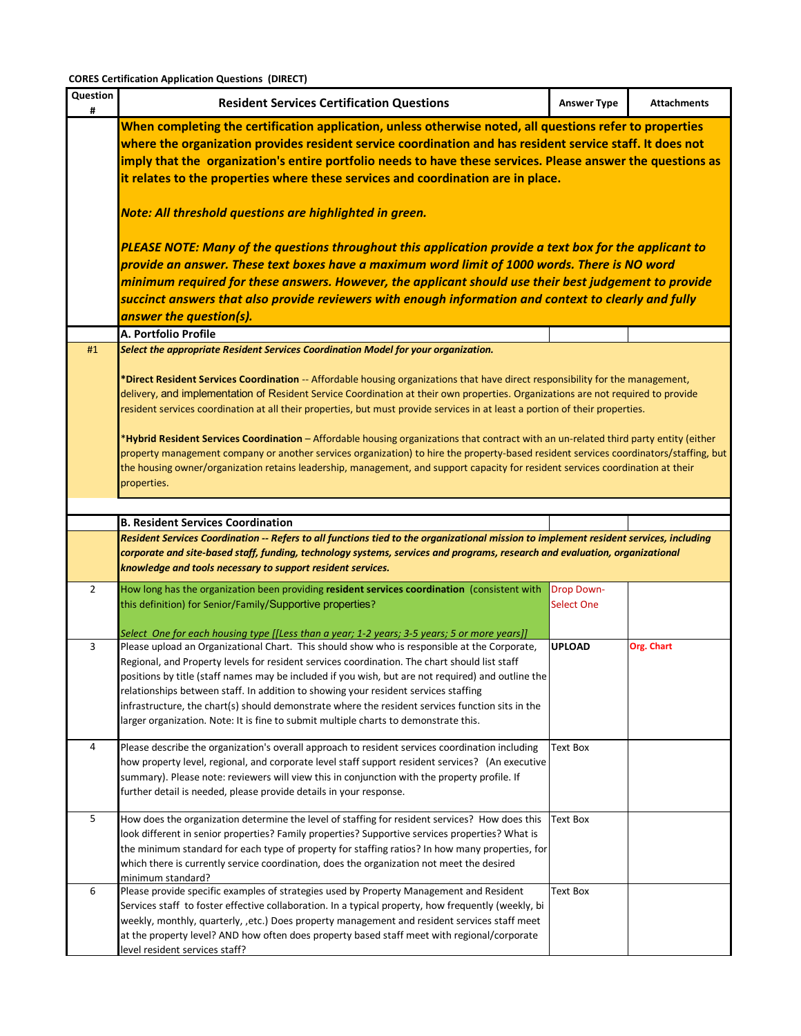**CORES Certification Application Questions (DIRECT)**

| Question # | Resident Services Certification Questions | Answer Type | Attachments |
|---|---|---|---|
| | **When completing the certification application, unless otherwise noted, all questions refer to properties where the organization provides resident service coordination and has resident service staff. It does not imply that the organization's entire portfolio needs to have these services. Please answer the questions as it relates to the properties where these services and coordination are in place.** <br><br> ***Note: All threshold questions are highlighted in green.*** <br><br> ***PLEASE NOTE: Many of the questions throughout this application provide a text box for the applicant to provide an answer. These text boxes have a maximum word limit of 1000 words. There is NO word minimum required for these answers. However, the applicant should use their best judgement to provide succinct answers that also provide reviewers with enough information and context to clearly and fully answer the question(s).*** | | |
| | **A. Portfolio Profile** | | |
| #1 | ***Select the appropriate Resident Services Coordination Model for your organization.*** <br><br> ***Direct Resident Services Coordination** -- Affordable housing organizations that have direct responsibility for the management, delivery, and implementation of Resident Service Coordination at their own properties. Organizations are not required to provide resident services coordination at all their properties, but must provide services in at least a portion of their properties. <br><br> ***Hybrid Resident Services Coordination** – Affordable housing organizations that contract with an un-related third party entity (either property management company or another services organization) to hire the property-based resident services coordinators/staffing, but the housing owner/organization retains leadership, management, and support capacity for resident services coordination at their properties. | | |
| | **B. Resident Services Coordination** | | |
| | ***Resident Services Coordination -- Refers to all functions tied to the organizational mission to implement resident services, including corporate and site-based staff, funding, technology systems, services and programs, research and evaluation, organizational knowledge and tools necessary to support resident services.*** | | |
| 2 | How long has the organization been providing **resident services coordination** (consistent with this definition) for Senior/Family/Supportive properties? <br><br> *Select One for each housing type [[Less than a year; 1-2 years; 3-5 years; 5 or more years]]* | Drop Down-Select One | |
| 3 | Please upload an Organizational Chart. This should show who is responsible at the Corporate, Regional, and Property levels for resident services coordination. The chart should list staff positions by title (staff names may be included if you wish, but are not required) and outline the relationships between staff. In addition to showing your resident services staffing infrastructure, the chart(s) should demonstrate where the resident services function sits in the larger organization. Note: It is fine to submit multiple charts to demonstrate this. | **UPLOAD** | **Org. Chart** |
| 4 | Please describe the organization's overall approach to resident services coordination including how property level, regional, and corporate level staff support resident services? (An executive summary). Please note: reviewers will view this in conjunction with the property profile. If further detail is needed, please provide details in your response. | Text Box | |
| 5 | How does the organization determine the level of staffing for resident services? How does this look different in senior properties? Family properties? Supportive services properties? What is the minimum standard for each type of property for staffing ratios? In how many properties, for which there is currently service coordination, does the organization not meet the desired minimum standard? | Text Box | |
| 6 | Please provide specific examples of strategies used by Property Management and Resident Services staff to foster effective collaboration. In a typical property, how frequently (weekly, bi weekly, monthly, quarterly, ,etc.) Does property management and resident services staff meet at the property level? AND how often does property based staff meet with regional/corporate level resident services staff? | Text Box | |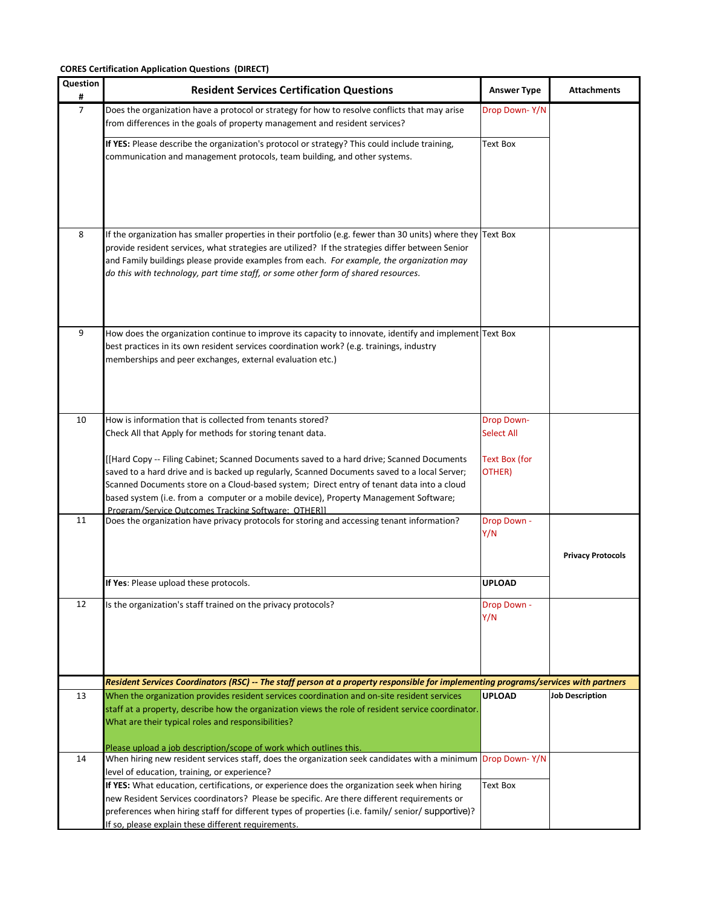**CORES Certification Application Questions (DIRECT)**

| Question # | Resident Services Certification Questions | Answer Type | Attachments |
|---|---|---|---|
| 7 | Does the organization have a protocol or strategy for how to resolve conflicts that may arise from differences in the goals of property management and resident services? | Drop Down- Y/N | |
| | **If YES:** Please describe the organization's protocol or strategy? This could include training, communication and management protocols, team building, and other systems. | Text Box | |
| 8 | If the organization has smaller properties in their portfolio (e.g. fewer than 30 units) where they provide resident services, what strategies are utilized? If the strategies differ between Senior and Family buildings please provide examples from each. *For example, the organization may do this with technology, part time staff, or some other form of shared resources.* | Text Box | |
| 9 | How does the organization continue to improve its capacity to innovate, identify and implement best practices in its own resident services coordination work? (e.g. trainings, industry memberships and peer exchanges, external evaluation etc.) | Text Box | |
| 10 | How is information that is collected from tenants stored?<br>Check All that Apply for methods for storing tenant data.<br><br>[[Hard Copy -- Filing Cabinet; Scanned Documents saved to a hard drive; Scanned Documents saved to a hard drive and is backed up regularly, Scanned Documents saved to a local Server; Scanned Documents store on a Cloud-based system; Direct entry of tenant data into a cloud based system (i.e. from a computer or a mobile device), Property Management Software; Program/Service Outcomes Tracking Software; OTHER]] | Drop Down- Select All<br><br>Text Box (for OTHER) | |
| 11 | Does the organization have privacy protocols for storing and accessing tenant information? | Drop Down - Y/N | **Privacy Protocols** |
| | **If Yes**: Please upload these protocols. | **UPLOAD** | |
| 12 | Is the organization's staff trained on the privacy protocols? | Drop Down - Y/N | |
| | ***Resident Services Coordinators (RSC) -- The staff person at a property responsible for implementing programs/services with partners*** | | |
| 13 | When the organization provides resident services coordination and on-site resident services staff at a property, describe how the organization views the role of resident service coordinator. What are their typical roles and responsibilities?<br><br>Please upload a job description/scope of work which outlines this. | **UPLOAD** | **Job Description** |
| 14 | When hiring new resident services staff, does the organization seek candidates with a minimum level of education, training, or experience? | Drop Down- Y/N | |
| | **If YES:** What education, certifications, or experience does the organization seek when hiring new Resident Services coordinators? Please be specific. Are there different requirements or preferences when hiring staff for different types of properties (i.e. family/ senior/ supportive)? If so, please explain these different requirements. | Text Box | |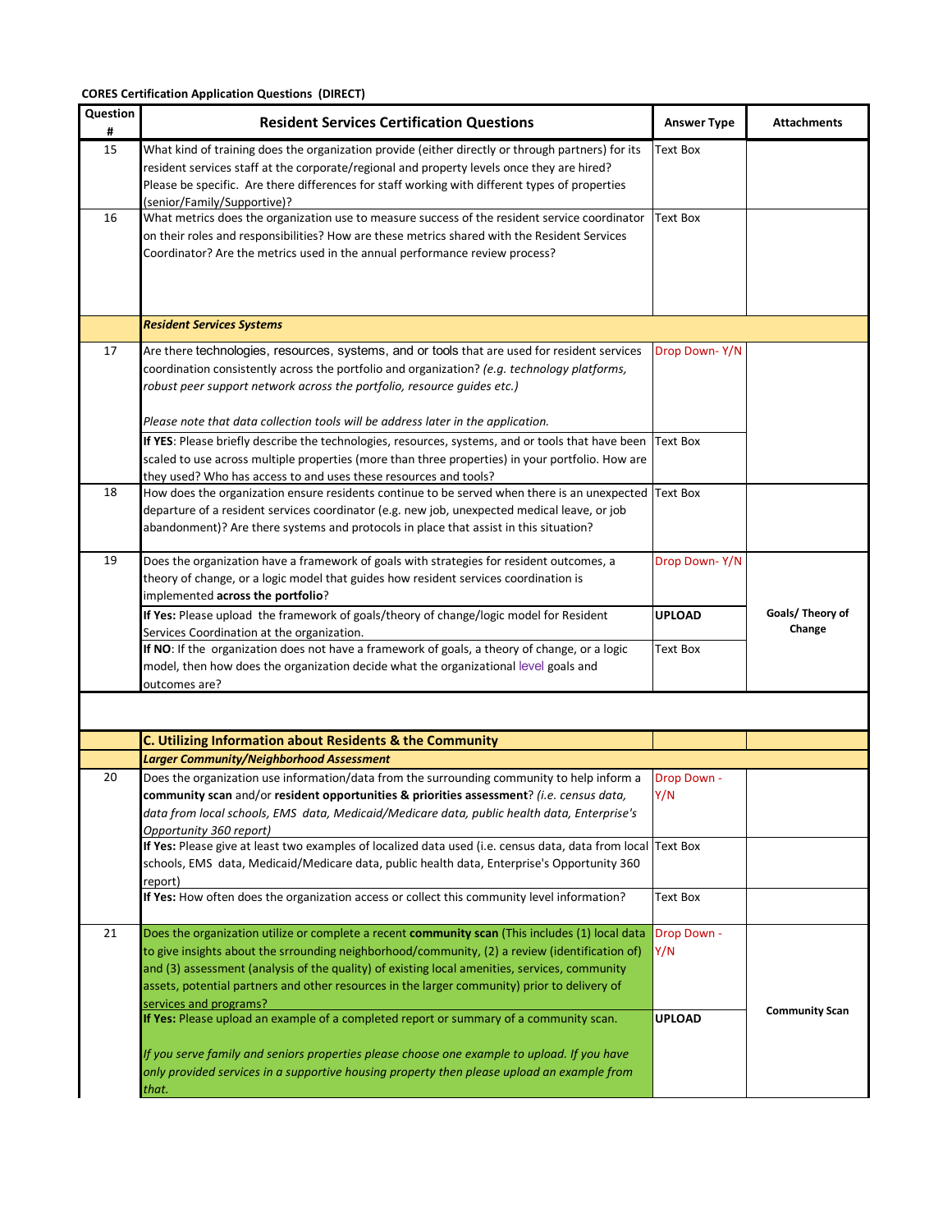**CORES Certification Application Questions (DIRECT)**

| Question # | Resident Services Certification Questions | Answer Type | Attachments |
|---|---|---|---|
| 15 | What kind of training does the organization provide (either directly or through partners) for its resident services staff at the corporate/regional and property levels once they are hired? Please be specific. Are there differences for staff working with different types of properties (senior/Family/Supportive)? | Text Box | |
| 16 | What metrics does the organization use to measure success of the resident service coordinator on their roles and responsibilities? How are these metrics shared with the Resident Services Coordinator? Are the metrics used in the annual performance review process? | Text Box | |
| | ***Resident Services Systems*** | | |
| 17 | Are there technologies, resources, systems, and or tools that are used for resident services coordination consistently across the portfolio and organization? *(e.g. technology platforms, robust peer support network across the portfolio, resource guides etc.)* *Please note that data collection tools will be address later in the application.* | Drop Down- Y/N | |
| | **If YES**: Please briefly describe the technologies, resources, systems, and or tools that have been scaled to use across multiple properties (more than three properties) in your portfolio. How are they used? Who has access to and uses these resources and tools? | Text Box | |
| 18 | How does the organization ensure residents continue to be served when there is an unexpected departure of a resident services coordinator (e.g. new job, unexpected medical leave, or job abandonment)? Are there systems and protocols in place that assist in this situation? | Text Box | |
| 19 | Does the organization have a framework of goals with strategies for resident outcomes, a theory of change, or a logic model that guides how resident services coordination is implemented **across the portfolio**? | Drop Down- Y/N | **Goals/ Theory of Change** |
| | **If Yes:** Please upload the framework of goals/theory of change/logic model for Resident Services Coordination at the organization. | **UPLOAD** | |
| | **If NO**: If the organization does not have a framework of goals, a theory of change, or a logic model, then how does the organization decide what the organizational level goals and outcomes are? | Text Box | |
| | | | |
| | **C. Utilizing Information about Residents & the Community** | | |
| | ***Larger Community/Neighborhood Assessment*** | | |
| 20 | Does the organization use information/data from the surrounding community to help inform a **community scan** and/or **resident opportunities & priorities assessment**? *(i.e. census data, data from local schools, EMS data, Medicaid/Medicare data, public health data, Enterprise's Opportunity 360 report)* | Drop Down - Y/N | |
| | **If Yes:** Please give at least two examples of localized data used (i.e. census data, data from local schools, EMS data, Medicaid/Medicare data, public health data, Enterprise's Opportunity 360 report) | Text Box | |
| | **If Yes:** How often does the organization access or collect this community level information? | Text Box | |
| 21 | Does the organization utilize or complete a recent **community scan** (This includes (1) local data to give insights about the srrounding neighborhood/community, (2) a review (identification of) and (3) assessment (analysis of the quality) of existing local amenities, services, community assets, potential partners and other resources in the larger community) prior to delivery of services and programs? | Drop Down - Y/N | **Community Scan** |
| | **If Yes:** Please upload an example of a completed report or summary of a community scan. *If you serve family and seniors properties please choose one example to upload. If you have only provided services in a supportive housing property then please upload an example from that.* | **UPLOAD** | |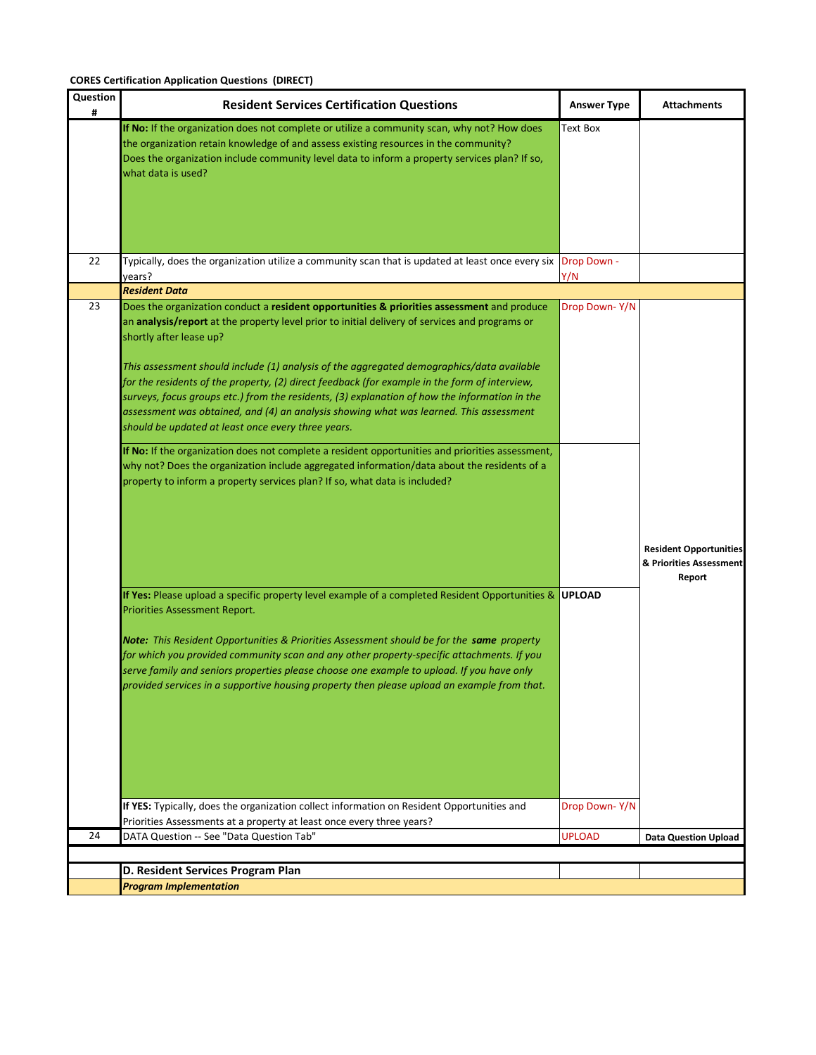**CORES Certification Application Questions (DIRECT)**

| Question # | Resident Services Certification Questions | Answer Type | Attachments |
|---|---|---|---|
| | **If No:** If the organization does not complete or utilize a community scan, why not? How does the organization retain knowledge of and assess existing resources in the community?<br>Does the organization include community level data to inform a property services plan? If so, what data is used? | Text Box | |
| 22 | Typically, does the organization utilize a community scan that is updated at least once every six years? | Drop Down - Y/N | |
| | ***Resident Data*** | | |
| 23 | Does the organization conduct a **resident opportunities & priorities assessment** and produce an **analysis/report** at the property level prior to initial delivery of services and programs or shortly after lease up?<br><br>*This assessment should include (1) analysis of the aggregated demographics/data available for the residents of the property, (2) direct feedback (for example in the form of interview, surveys, focus groups etc.) from the residents, (3) explanation of how the information in the assessment was obtained, and (4) an analysis showing what was learned. This assessment should be updated at least once every three years.* | Drop Down- Y/N | **Resident Opportunities & Priorities Assessment Report** |
| | **If No:** If the organization does not complete a resident opportunities and priorities assessment, why not? Does the organization include aggregated information/data about the residents of a property to inform a property services plan? If so, what data is included? | | |
| | **If Yes:** Please upload a specific property level example of a completed Resident Opportunities & Priorities Assessment Report.<br><br>***Note:*** *This Resident Opportunities & Priorities Assessment should be for the **same** property for which you provided community scan and any other property-specific attachments. If you serve family and seniors properties please choose one example to upload. If you have only provided services in a supportive housing property then please upload an example from that.* | **UPLOAD** | |
| | **If YES:** Typically, does the organization collect information on Resident Opportunities and Priorities Assessments at a property at least once every three years? | Drop Down- Y/N | |
| 24 | DATA Question -- See "Data Question Tab" | UPLOAD | **Data Question Upload** |
| | | | |
| | **D. Resident Services Program Plan** | | |
| | ***Program Implementation*** | | |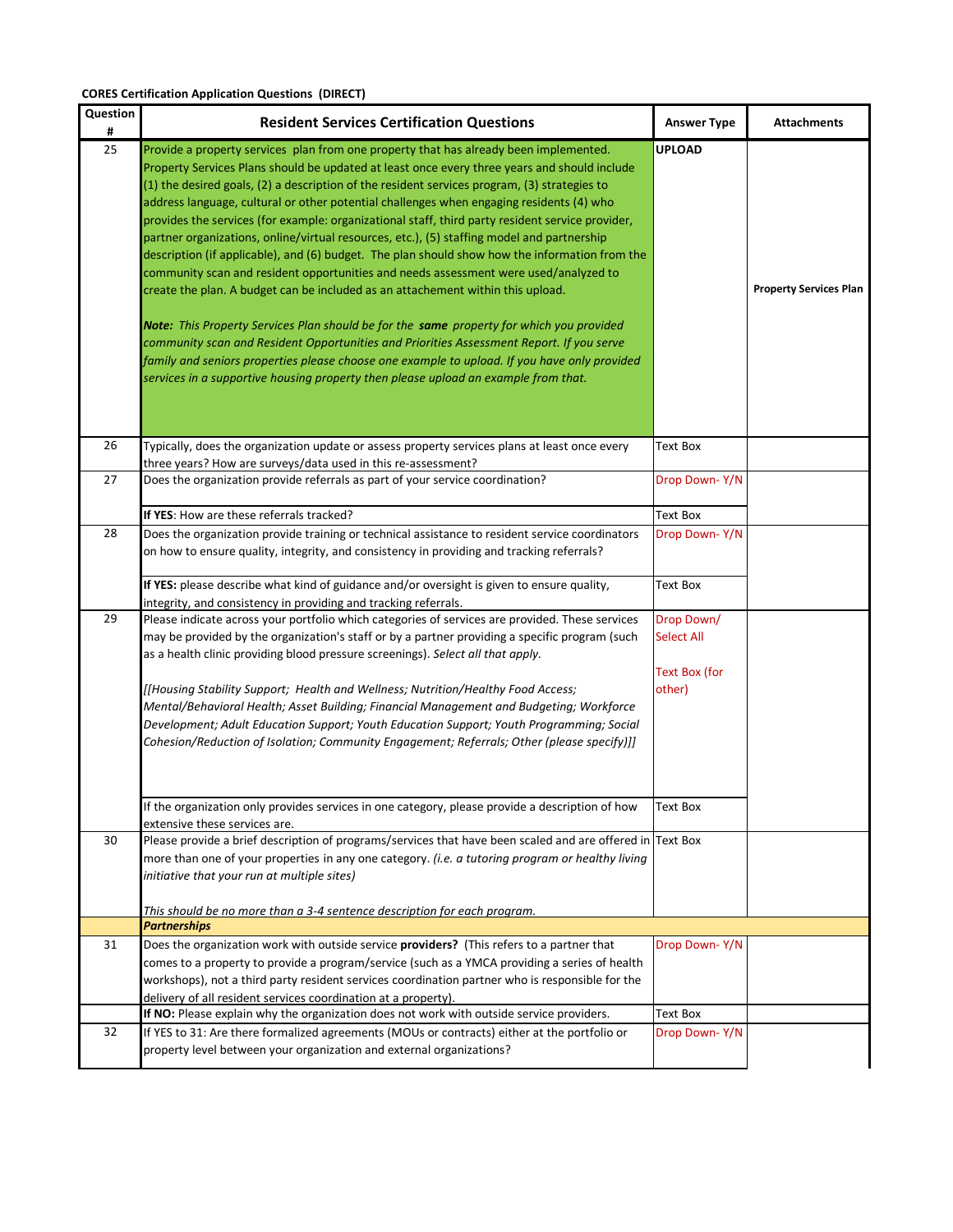**CORES Certification Application Questions (DIRECT)**

| Question # | Resident Services Certification Questions | Answer Type | Attachments |
|---|---|---|---|
| 25 | Provide a property services plan from one property that has already been implemented. Property Services Plans should be updated at least once every three years and should include (1) the desired goals, (2) a description of the resident services program, (3) strategies to address language, cultural or other potential challenges when engaging residents (4) who provides the services (for example: organizational staff, third party resident service provider, partner organizations, online/virtual resources, etc.), (5) staffing model and partnership description (if applicable), and (6) budget. The plan should show how the information from the community scan and resident opportunities and needs assessment were used/analyzed to create the plan. A budget can be included as an attachement within this upload.<br><br>***Note:** This Property Services Plan should be for the **same** property for which you provided community scan and Resident Opportunities and Priorities Assessment Report. If you serve family and seniors properties please choose one example to upload. If you have only provided services in a supportive housing property then please upload an example from that.* | **UPLOAD** | **Property Services Plan** |
| 26 | Typically, does the organization update or assess property services plans at least once every three years? How are surveys/data used in this re-assessment? | Text Box | |
| 27 | Does the organization provide referrals as part of your service coordination? | Drop Down- Y/N | |
| | **If YES**: How are these referrals tracked? | Text Box | |
| 28 | Does the organization provide training or technical assistance to resident service coordinators on how to ensure quality, integrity, and consistency in providing and tracking referrals? | Drop Down- Y/N | |
| | **If YES:** please describe what kind of guidance and/or oversight is given to ensure quality, integrity, and consistency in providing and tracking referrals. | Text Box | |
| 29 | Please indicate across your portfolio which categories of services are provided. These services may be provided by the organization's staff or by a partner providing a specific program (such as a health clinic providing blood pressure screenings). *Select all that apply.*<br><br>*[[Housing Stability Support; Health and Wellness; Nutrition/Healthy Food Access; Mental/Behavioral Health; Asset Building; Financial Management and Budgeting; Workforce Development; Adult Education Support; Youth Education Support; Youth Programming; Social Cohesion/Reduction of Isolation; Community Engagement; Referrals; Other (please specify)]]* | Drop Down/ Select All<br><br>Text Box (for other) | |
| | If the organization only provides services in one category, please provide a description of how extensive these services are. | Text Box | |
| 30 | Please provide a brief description of programs/services that have been scaled and are offered in more than one of your properties in any one category. *(i.e. a tutoring program or healthy living initiative that your run at multiple sites)*<br><br>*This should be no more than a 3-4 sentence description for each program.* | Text Box | |
| | ***Partnerships*** | | |
| 31 | Does the organization work with outside service **providers?** (This refers to a partner that comes to a property to provide a program/service (such as a YMCA providing a series of health workshops), not a third party resident services coordination partner who is responsible for the delivery of all resident services coordination at a property). | Drop Down- Y/N | |
| | **If NO:** Please explain why the organization does not work with outside service providers. | Text Box | |
| 32 | If YES to 31: Are there formalized agreements (MOUs or contracts) either at the portfolio or property level between your organization and external organizations? | Drop Down- Y/N | |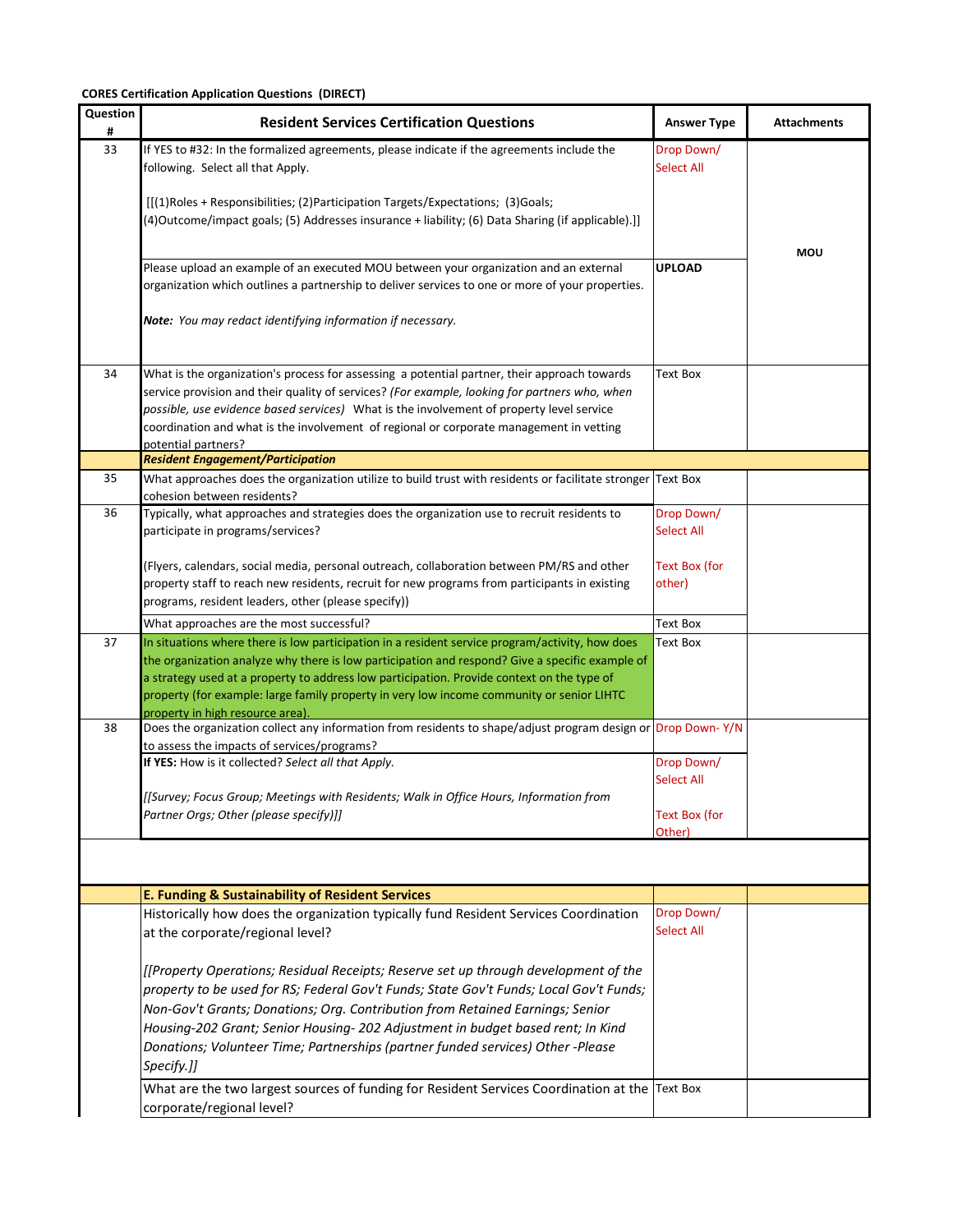**CORES Certification Application Questions (DIRECT)**

| Question # | Resident Services Certification Questions | Answer Type | Attachments |
|---|---|---|---|
| 33 | If YES to #32: In the formalized agreements, please indicate if the agreements include the following. Select all that Apply.<br><br>[[(1)Roles + Responsibilities; (2)Participation Targets/Expectations; (3)Goals; (4)Outcome/impact goals; (5) Addresses insurance + liability; (6) Data Sharing (if applicable).]] | Drop Down/ Select All | MOU |
| | Please upload an example of an executed MOU between your organization and an external organization which outlines a partnership to deliver services to one or more of your properties.<br><br>***Note:*** *You may redact identifying information if necessary.* | **UPLOAD** | |
| 34 | What is the organization's process for assessing a potential partner, their approach towards service provision and their quality of services? *(For example, looking for partners who, when possible, use evidence based services)* What is the involvement of property level service coordination and what is the involvement of regional or corporate management in vetting potential partners? | Text Box | |
| | ***Resident Engagement/Participation*** | | |
| 35 | What approaches does the organization utilize to build trust with residents or facilitate stronger cohesion between residents? | Text Box | |
| 36 | Typically, what approaches and strategies does the organization use to recruit residents to participate in programs/services?<br><br>(Flyers, calendars, social media, personal outreach, collaboration between PM/RS and other property staff to reach new residents, recruit for new programs from participants in existing programs, resident leaders, other (please specify)) | Drop Down/ Select All<br><br>Text Box (for other) | |
| | What approaches are the most successful? | Text Box | |
| 37 | In situations where there is low participation in a resident service program/activity, how does the organization analyze why there is low participation and respond? Give a specific example of a strategy used at a property to address low participation. Provide context on the type of property (for example: large family property in very low income community or senior LIHTC property in high resource area). | Text Box | |
| 38 | Does the organization collect any information from residents to shape/adjust program design or to assess the impacts of services/programs? | Drop Down- Y/N | |
| | **If YES:** How is it collected? *Select all that Apply.*<br><br>*[[Survey; Focus Group; Meetings with Residents; Walk in Office Hours, Information from Partner Orgs; Other (please specify)]]* | Drop Down/ Select All<br><br>Text Box (for Other) | |
| | | | |
| | **E. Funding & Sustainability of Resident Services** | | |
| | Historically how does the organization typically fund Resident Services Coordination at the corporate/regional level?<br><br>*[[Property Operations; Residual Receipts; Reserve set up through development of the property to be used for RS; Federal Gov't Funds; State Gov't Funds; Local Gov't Funds; Non-Gov't Grants; Donations; Org. Contribution from Retained Earnings; Senior Housing-202 Grant; Senior Housing- 202 Adjustment in budget based rent; In Kind Donations; Volunteer Time; Partnerships (partner funded services) Other -Please Specify.]]* | Drop Down/ Select All | |
| | What are the two largest sources of funding for Resident Services Coordination at the corporate/regional level? | Text Box | |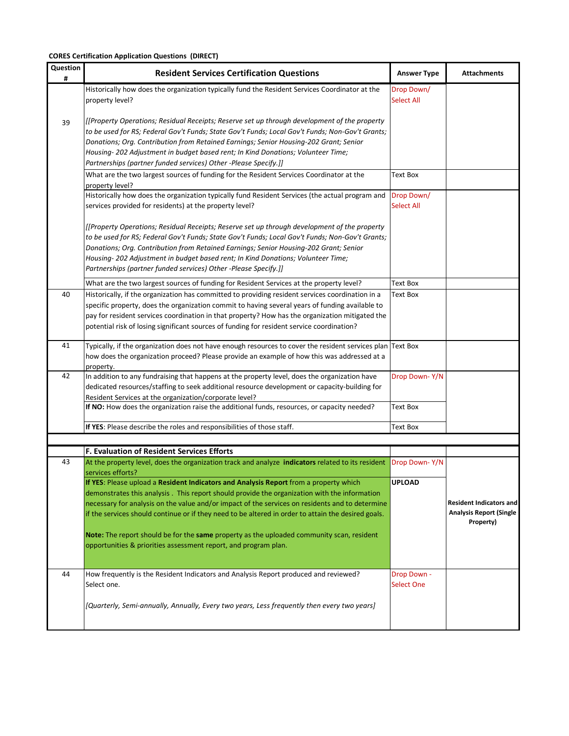**CORES Certification Application Questions (DIRECT)**

| Question # | Resident Services Certification Questions | Answer Type | Attachments |
|---|---|---|---|
| 39 | Historically how does the organization typically fund the Resident Services Coordinator at the property level?<br><br>*[[Property Operations; Residual Receipts; Reserve set up through development of the property to be used for RS; Federal Gov't Funds; State Gov't Funds; Local Gov't Funds; Non-Gov't Grants; Donations; Org. Contribution from Retained Earnings; Senior Housing-202 Grant; Senior Housing- 202 Adjustment in budget based rent; In Kind Donations; Volunteer Time; Partnerships (partner funded services) Other -Please Specify.]]* | Drop Down/ Select All | |
| | What are the two largest sources of funding for the Resident Services Coordinator at the property level? | Text Box | |
| | Historically how does the organization typically fund Resident Services (the actual program and services provided for residents) at the property level?<br><br>*[[Property Operations; Residual Receipts; Reserve set up through development of the property to be used for RS; Federal Gov't Funds; State Gov't Funds; Local Gov't Funds; Non-Gov't Grants; Donations; Org. Contribution from Retained Earnings; Senior Housing-202 Grant; Senior Housing- 202 Adjustment in budget based rent; In Kind Donations; Volunteer Time; Partnerships (partner funded services) Other -Please Specify.]]* | Drop Down/ Select All | |
| | What are the two largest sources of funding for Resident Services at the property level? | Text Box | |
| 40 | Historically, if the organization has committed to providing resident services coordination in a specific property, does the organization commit to having several years of funding available to pay for resident services coordination in that property? How has the organization mitigated the potential risk of losing significant sources of funding for resident service coordination? | Text Box | |
| 41 | Typically, if the organization does not have enough resources to cover the resident services plan how does the organization proceed? Please provide an example of how this was addressed at a property. | Text Box | |
| 42 | In addition to any fundraising that happens at the property level, does the organization have dedicated resources/staffing to seek additional resource development or capacity-building for Resident Services at the organization/corporate level? | Drop Down- Y/N | |
| | **If NO:** How does the organization raise the additional funds, resources, or capacity needed? | Text Box | |
| | **If YES**: Please describe the roles and responsibilities of those staff. | Text Box | |
| | **F. Evaluation of Resident Services Efforts** | | |
| 43 | At the property level, does the organization track and analyze **indicators** related to its resident services efforts? | Drop Down- Y/N | **Resident Indicators and Analysis Report (Single Property)** |
| | **If YES**: Please upload a **Resident Indicators and Analysis Report** from a property which demonstrates this analysis . This report should provide the organization with the information necessary for analysis on the value and/or impact of the services on residents and to determine if the services should continue or if they need to be altered in order to attain the desired goals.<br><br>**Note:** The report should be for the **same** property as the uploaded community scan, resident opportunities & priorities assessment report, and program plan. | **UPLOAD** | |
| 44 | How frequently is the Resident Indicators and Analysis Report produced and reviewed? Select one.<br><br>*[Quarterly, Semi-annually, Annually, Every two years, Less frequently then every two years]* | Drop Down - Select One | |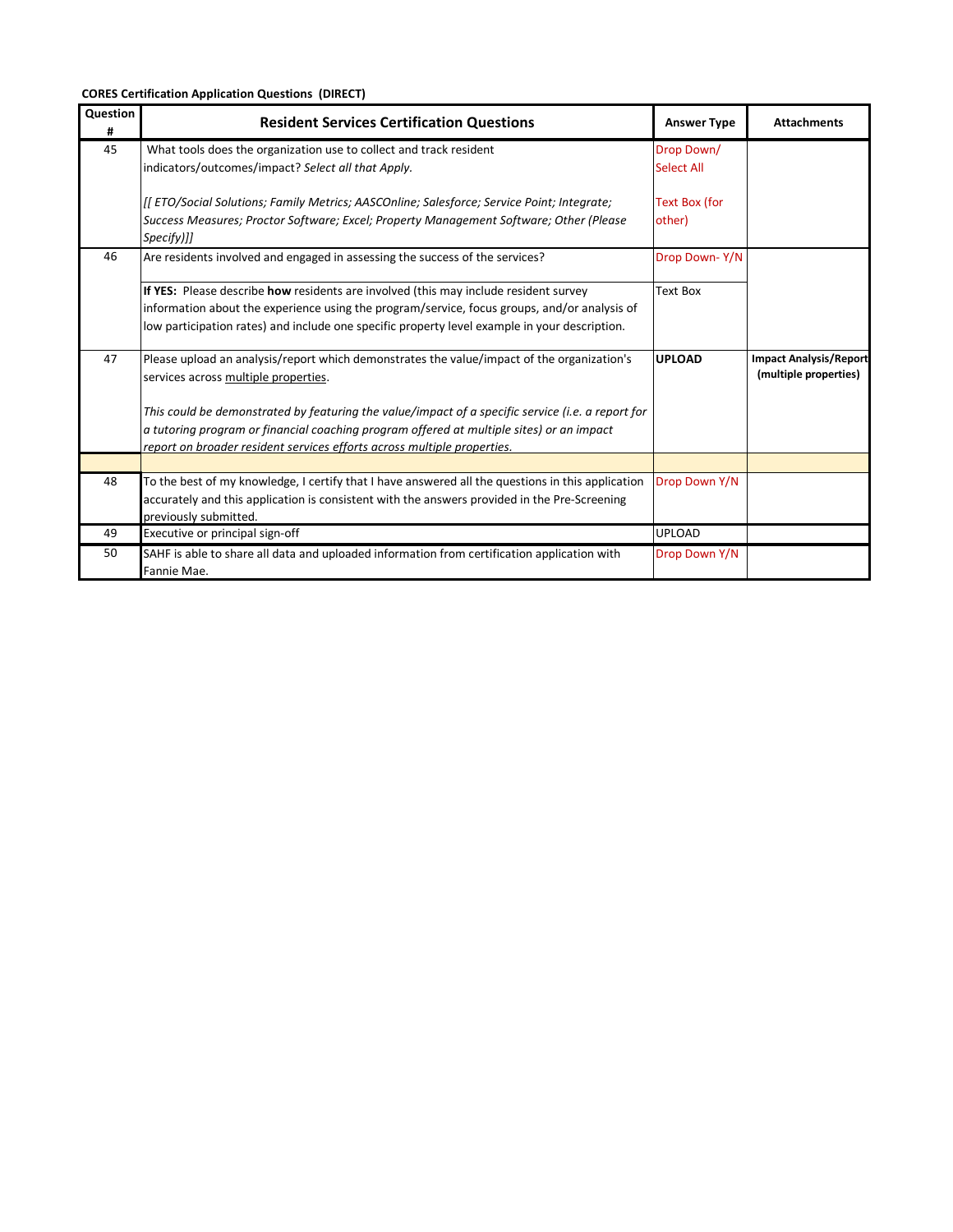**CORES Certification Application Questions (DIRECT)**

| Question # | Resident Services Certification Questions | Answer Type | Attachments |
|---|---|---|---|
| 45 | What tools does the organization use to collect and track resident indicators/outcomes/impact? *Select all that Apply.*<br><br>*[[ ETO/Social Solutions; Family Metrics; AASCOnline; Salesforce; Service Point; Integrate; Success Measures; Proctor Software; Excel; Property Management Software; Other (Please Specify)]]* | Drop Down/ Select All<br><br>Text Box (for other) | |
| 46 | Are residents involved and engaged in assessing the success of the services? | Drop Down- Y/N | |
| | **If YES:** Please describe **how** residents are involved (this may include resident survey information about the experience using the program/service, focus groups, and/or analysis of low participation rates) and include one specific property level example in your description. | Text Box | |
| 47 | Please upload an analysis/report which demonstrates the value/impact of the organization's services across multiple properties.<br><br>*This could be demonstrated by featuring the value/impact of a specific service (i.e. a report for a tutoring program or financial coaching program offered at multiple sites) or an impact report on broader resident services efforts across multiple properties.* | **UPLOAD** | **Impact Analysis/Report (multiple properties)** |
| | | | |
| 48 | To the best of my knowledge, I certify that I have answered all the questions in this application accurately and this application is consistent with the answers provided in the Pre-Screening previously submitted. | Drop Down Y/N | |
| 49 | Executive or principal sign-off | UPLOAD | |
| 50 | SAHF is able to share all data and uploaded information from certification application with Fannie Mae. | Drop Down Y/N | |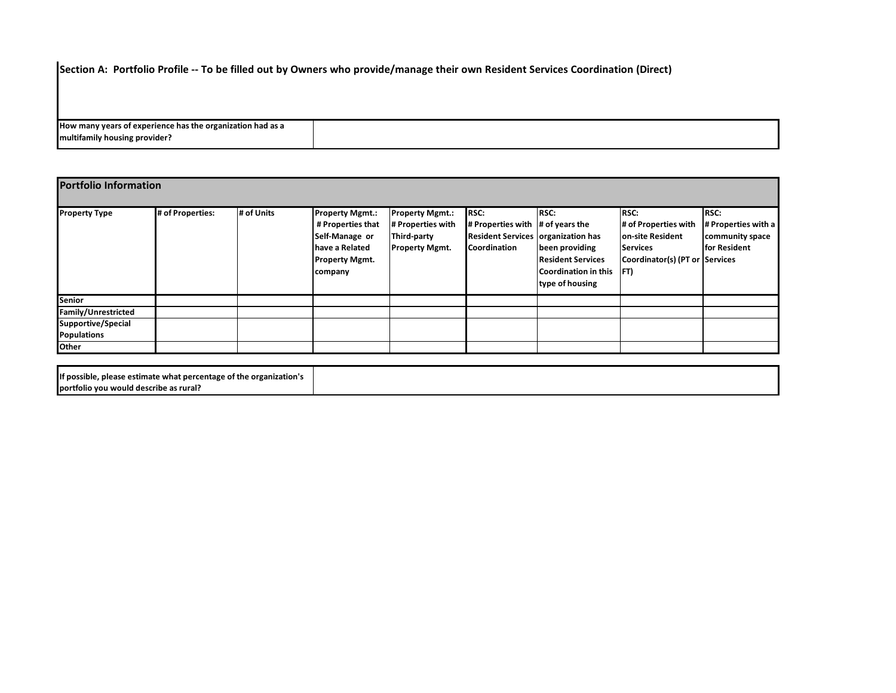## Section A: Portfolio Profile -- To be filled out by Owners who provide/manage their own Resident Services Coordination (Direct)

| How many years of experience has the organization had as a multifamily housing provider? | |
|---|---|

| Portfolio Information | | | | | | | | |
|---|---|---|---|---|---|---|---|---|
| **Property Type** | **# of Properties:** | **# of Units** | **Property Mgmt.: # Properties that Self-Manage or have a Related Property Mgmt. company** | **Property Mgmt.: # Properties with Third-party Property Mgmt.** | **RSC: # Properties with Resident Services Coordination** | **RSC: # of years the organization has been providing Resident Services Coordination in this type of housing** | **RSC: # of Properties with on-site Resident Services Coordinator(s) (PT or FT)** | **RSC: # Properties with a community space for Resident Services** |
| **Senior** | | | | | | | | |
| **Family/Unrestricted** | | | | | | | | |
| **Supportive/Special Populations** | | | | | | | | |
| **Other** | | | | | | | | |

| If possible, please estimate what percentage of the organization's portfolio you would describe as rural? | |
|---|---|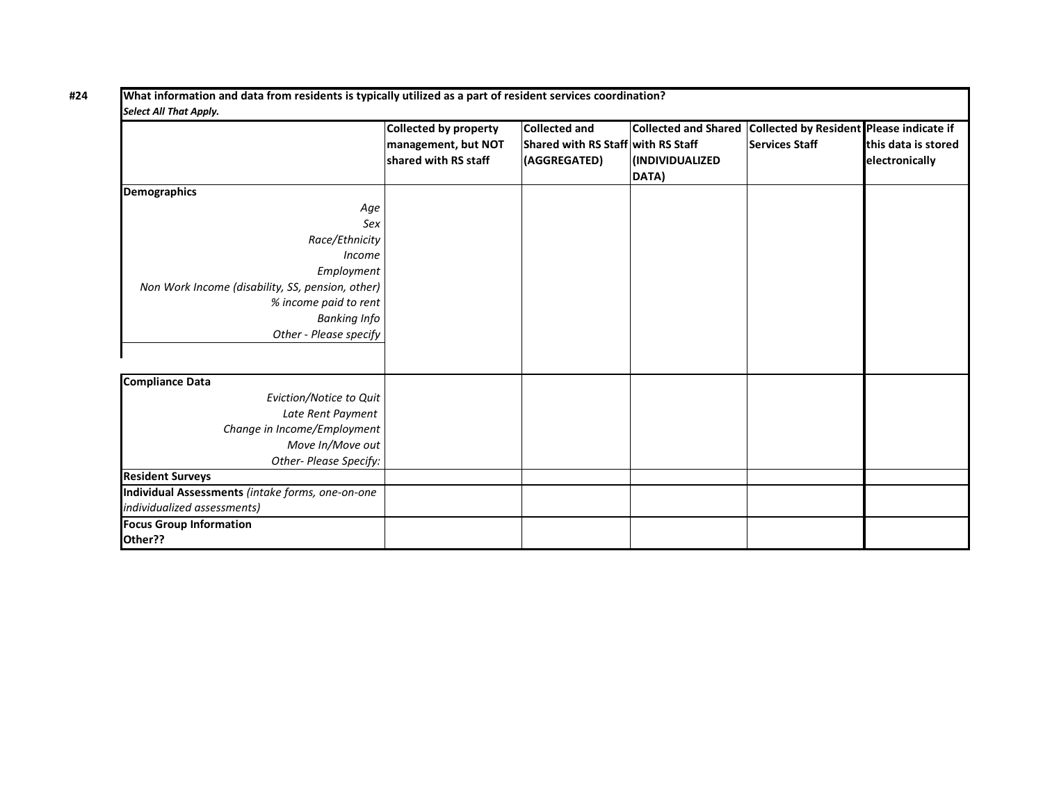**#24** **What information and data from residents is typically utilized as a part of resident services coordination?**
***Select All That Apply.***

| | Collected by property management, but NOT shared with RS staff | Collected and Shared with RS Staff (AGGREGATED) | Collected and Shared with RS Staff (INDIVIDUALIZED DATA) | Collected by Resident Services Staff | Please indicate if this data is stored electronically |
|---|---|---|---|---|---|
| **Demographics** | | | | | |
| *Age* | | | | | |
| *Sex* | | | | | |
| *Race/Ethnicity* | | | | | |
| *Income* | | | | | |
| *Employment* | | | | | |
| *Non Work Income (disability, SS, pension, other)* | | | | | |
| *% income paid to rent* | | | | | |
| *Banking Info* | | | | | |
| *Other - Please specify* | | | | | |
| **Compliance Data** | | | | | |
| *Eviction/Notice to Quit* | | | | | |
| *Late Rent Payment* | | | | | |
| *Change in Income/Employment* | | | | | |
| *Move In/Move out* | | | | | |
| *Other- Please Specify:* | | | | | |
| **Resident Surveys** | | | | | |
| **Individual Assessments** *(intake forms, one-on-one individualized assessments)* | | | | | |
| **Focus Group Information** | | | | | |
| **Other??** | | | | | |